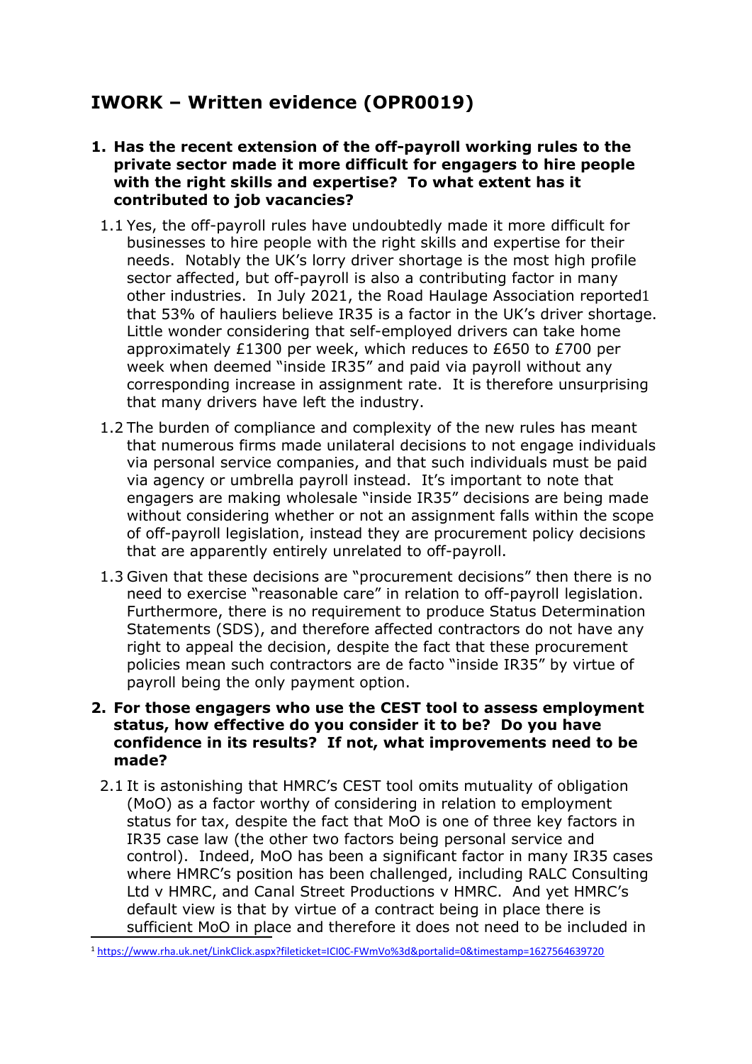# IWORK – Written evidence (OPR0019)

1. **Has the recent extension of the off-payroll working rules to the private sector made it more difficult for engagers to hire people with the right skills and expertise? To what extent has it contributed to job vacancies?**

   1.1 Yes, the off-payroll rules have undoubtedly made it more difficult for businesses to hire people with the right skills and expertise for their needs. Notably the UK's lorry driver shortage is the most high profile sector affected, but off-payroll is also a contributing factor in many other industries. In July 2021, the Road Haulage Association reported[1] that 53% of hauliers believe IR35 is a factor in the UK's driver shortage. Little wonder considering that self-employed drivers can take home approximately £1300 per week, which reduces to £650 to £700 per week when deemed "inside IR35" and paid via payroll without any corresponding increase in assignment rate. It is therefore unsurprising that many drivers have left the industry.

   1.2 The burden of compliance and complexity of the new rules has meant that numerous firms made unilateral decisions to not engage individuals via personal service companies, and that such individuals must be paid via agency or umbrella payroll instead. It's important to note that engagers are making wholesale "inside IR35" decisions are being made without considering whether or not an assignment falls within the scope of off-payroll legislation, instead they are procurement policy decisions that are apparently entirely unrelated to off-payroll.

   1.3 Given that these decisions are "procurement decisions" then there is no need to exercise "reasonable care" in relation to off-payroll legislation. Furthermore, there is no requirement to produce Status Determination Statements (SDS), and therefore affected contractors do not have any right to appeal the decision, despite the fact that these procurement policies mean such contractors are de facto "inside IR35" by virtue of payroll being the only payment option.

2. **For those engagers who use the CEST tool to assess employment status, how effective do you consider it to be? Do you have confidence in its results? If not, what improvements need to be made?**

   2.1 It is astonishing that HMRC's CEST tool omits mutuality of obligation (MoO) as a factor worthy of considering in relation to employment status for tax, despite the fact that MoO is one of three key factors in IR35 case law (the other two factors being personal service and control). Indeed, MoO has been a significant factor in many IR35 cases where HMRC's position has been challenged, including RALC Consulting Ltd v HMRC, and Canal Street Productions v HMRC. And yet HMRC's default view is that by virtue of a contract being in place there is sufficient MoO in place and therefore it does not need to be included in

---

[1] https://www.rha.uk.net/LinkClick.aspx?fileticket=ICI0C-FWmVo%3d&portalid=0&timestamp=1627564639720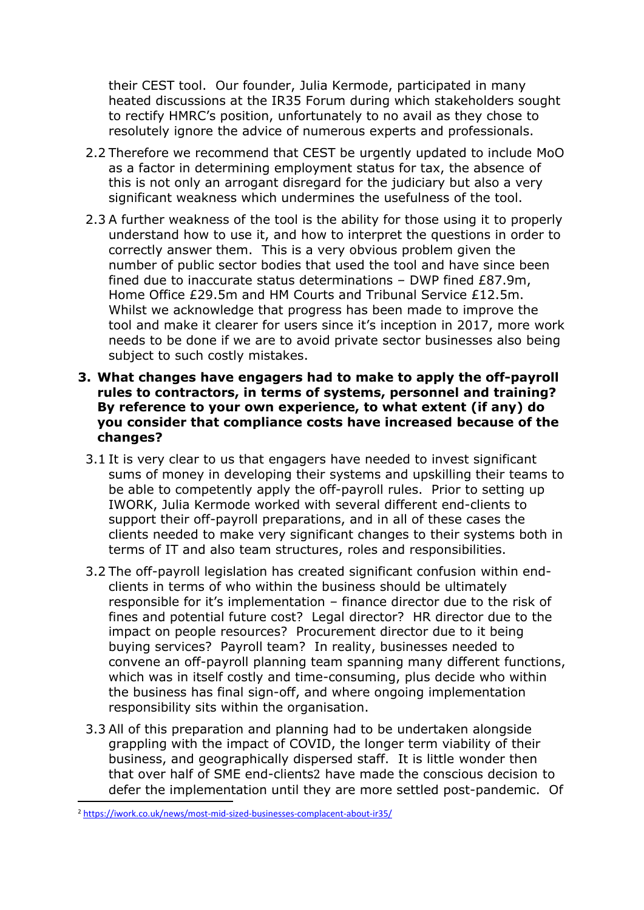their CEST tool. Our founder, Julia Kermode, participated in many heated discussions at the IR35 Forum during which stakeholders sought to rectify HMRC's position, unfortunately to no avail as they chose to resolutely ignore the advice of numerous experts and professionals.

2.2 Therefore we recommend that CEST be urgently updated to include MoO as a factor in determining employment status for tax, the absence of this is not only an arrogant disregard for the judiciary but also a very significant weakness which undermines the usefulness of the tool.

2.3 A further weakness of the tool is the ability for those using it to properly understand how to use it, and how to interpret the questions in order to correctly answer them. This is a very obvious problem given the number of public sector bodies that used the tool and have since been fined due to inaccurate status determinations – DWP fined £87.9m, Home Office £29.5m and HM Courts and Tribunal Service £12.5m. Whilst we acknowledge that progress has been made to improve the tool and make it clearer for users since it's inception in 2017, more work needs to be done if we are to avoid private sector businesses also being subject to such costly mistakes.

**3. What changes have engagers had to make to apply the off-payroll rules to contractors, in terms of systems, personnel and training? By reference to your own experience, to what extent (if any) do you consider that compliance costs have increased because of the changes?**

3.1 It is very clear to us that engagers have needed to invest significant sums of money in developing their systems and upskilling their teams to be able to competently apply the off-payroll rules. Prior to setting up IWORK, Julia Kermode worked with several different end-clients to support their off-payroll preparations, and in all of these cases the clients needed to make very significant changes to their systems both in terms of IT and also team structures, roles and responsibilities.

3.2 The off-payroll legislation has created significant confusion within end-clients in terms of who within the business should be ultimately responsible for it's implementation – finance director due to the risk of fines and potential future cost? Legal director? HR director due to the impact on people resources? Procurement director due to it being buying services? Payroll team? In reality, businesses needed to convene an off-payroll planning team spanning many different functions, which was in itself costly and time-consuming, plus decide who within the business has final sign-off, and where ongoing implementation responsibility sits within the organisation.

3.3 All of this preparation and planning had to be undertaken alongside grappling with the impact of COVID, the longer term viability of their business, and geographically dispersed staff. It is little wonder then that over half of SME end-clients[2] have made the conscious decision to defer the implementation until they are more settled post-pandemic. Of

[2] https://iwork.co.uk/news/most-mid-sized-businesses-complacent-about-ir35/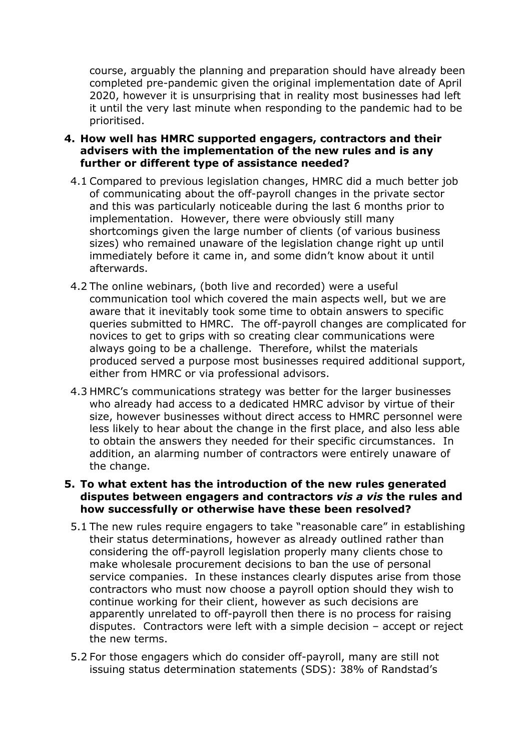course, arguably the planning and preparation should have already been completed pre-pandemic given the original implementation date of April 2020, however it is unsurprising that in reality most businesses had left it until the very last minute when responding to the pandemic had to be prioritised.

**4. How well has HMRC supported engagers, contractors and their advisers with the implementation of the new rules and is any further or different type of assistance needed?**

4.1 Compared to previous legislation changes, HMRC did a much better job of communicating about the off-payroll changes in the private sector and this was particularly noticeable during the last 6 months prior to implementation. However, there were obviously still many shortcomings given the large number of clients (of various business sizes) who remained unaware of the legislation change right up until immediately before it came in, and some didn't know about it until afterwards.

4.2 The online webinars, (both live and recorded) were a useful communication tool which covered the main aspects well, but we are aware that it inevitably took some time to obtain answers to specific queries submitted to HMRC. The off-payroll changes are complicated for novices to get to grips with so creating clear communications were always going to be a challenge. Therefore, whilst the materials produced served a purpose most businesses required additional support, either from HMRC or via professional advisors.

4.3 HMRC's communications strategy was better for the larger businesses who already had access to a dedicated HMRC advisor by virtue of their size, however businesses without direct access to HMRC personnel were less likely to hear about the change in the first place, and also less able to obtain the answers they needed for their specific circumstances. In addition, an alarming number of contractors were entirely unaware of the change.

**5. To what extent has the introduction of the new rules generated disputes between engagers and contractors *vis a vis* the rules and how successfully or otherwise have these been resolved?**

5.1 The new rules require engagers to take "reasonable care" in establishing their status determinations, however as already outlined rather than considering the off-payroll legislation properly many clients chose to make wholesale procurement decisions to ban the use of personal service companies. In these instances clearly disputes arise from those contractors who must now choose a payroll option should they wish to continue working for their client, however as such decisions are apparently unrelated to off-payroll then there is no process for raising disputes. Contractors were left with a simple decision – accept or reject the new terms.

5.2 For those engagers which do consider off-payroll, many are still not issuing status determination statements (SDS): 38% of Randstad's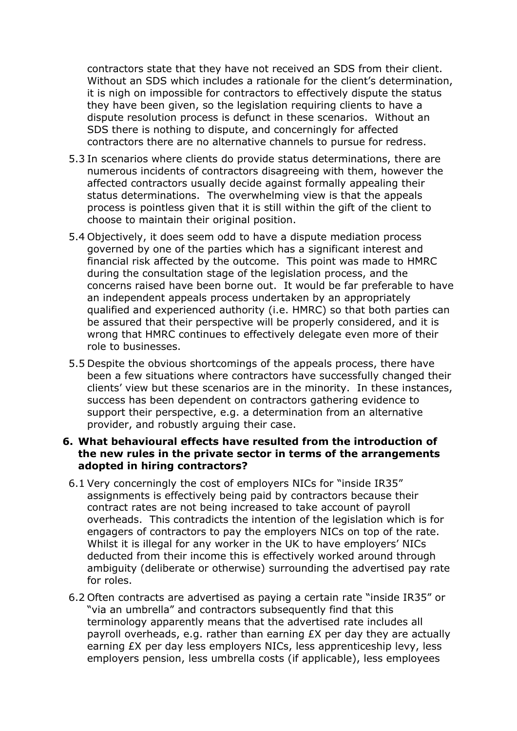contractors state that they have not received an SDS from their client. Without an SDS which includes a rationale for the client's determination, it is nigh on impossible for contractors to effectively dispute the status they have been given, so the legislation requiring clients to have a dispute resolution process is defunct in these scenarios. Without an SDS there is nothing to dispute, and concerningly for affected contractors there are no alternative channels to pursue for redress.

5.3 In scenarios where clients do provide status determinations, there are numerous incidents of contractors disagreeing with them, however the affected contractors usually decide against formally appealing their status determinations. The overwhelming view is that the appeals process is pointless given that it is still within the gift of the client to choose to maintain their original position.

5.4 Objectively, it does seem odd to have a dispute mediation process governed by one of the parties which has a significant interest and financial risk affected by the outcome. This point was made to HMRC during the consultation stage of the legislation process, and the concerns raised have been borne out. It would be far preferable to have an independent appeals process undertaken by an appropriately qualified and experienced authority (i.e. HMRC) so that both parties can be assured that their perspective will be properly considered, and it is wrong that HMRC continues to effectively delegate even more of their role to businesses.

5.5 Despite the obvious shortcomings of the appeals process, there have been a few situations where contractors have successfully changed their clients' view but these scenarios are in the minority. In these instances, success has been dependent on contractors gathering evidence to support their perspective, e.g. a determination from an alternative provider, and robustly arguing their case.

**6. What behavioural effects have resulted from the introduction of the new rules in the private sector in terms of the arrangements adopted in hiring contractors?**

6.1 Very concerningly the cost of employers NICs for "inside IR35" assignments is effectively being paid by contractors because their contract rates are not being increased to take account of payroll overheads. This contradicts the intention of the legislation which is for engagers of contractors to pay the employers NICs on top of the rate. Whilst it is illegal for any worker in the UK to have employers' NICs deducted from their income this is effectively worked around through ambiguity (deliberate or otherwise) surrounding the advertised pay rate for roles.

6.2 Often contracts are advertised as paying a certain rate "inside IR35" or "via an umbrella" and contractors subsequently find that this terminology apparently means that the advertised rate includes all payroll overheads, e.g. rather than earning £X per day they are actually earning £X per day less employers NICs, less apprenticeship levy, less employers pension, less umbrella costs (if applicable), less employees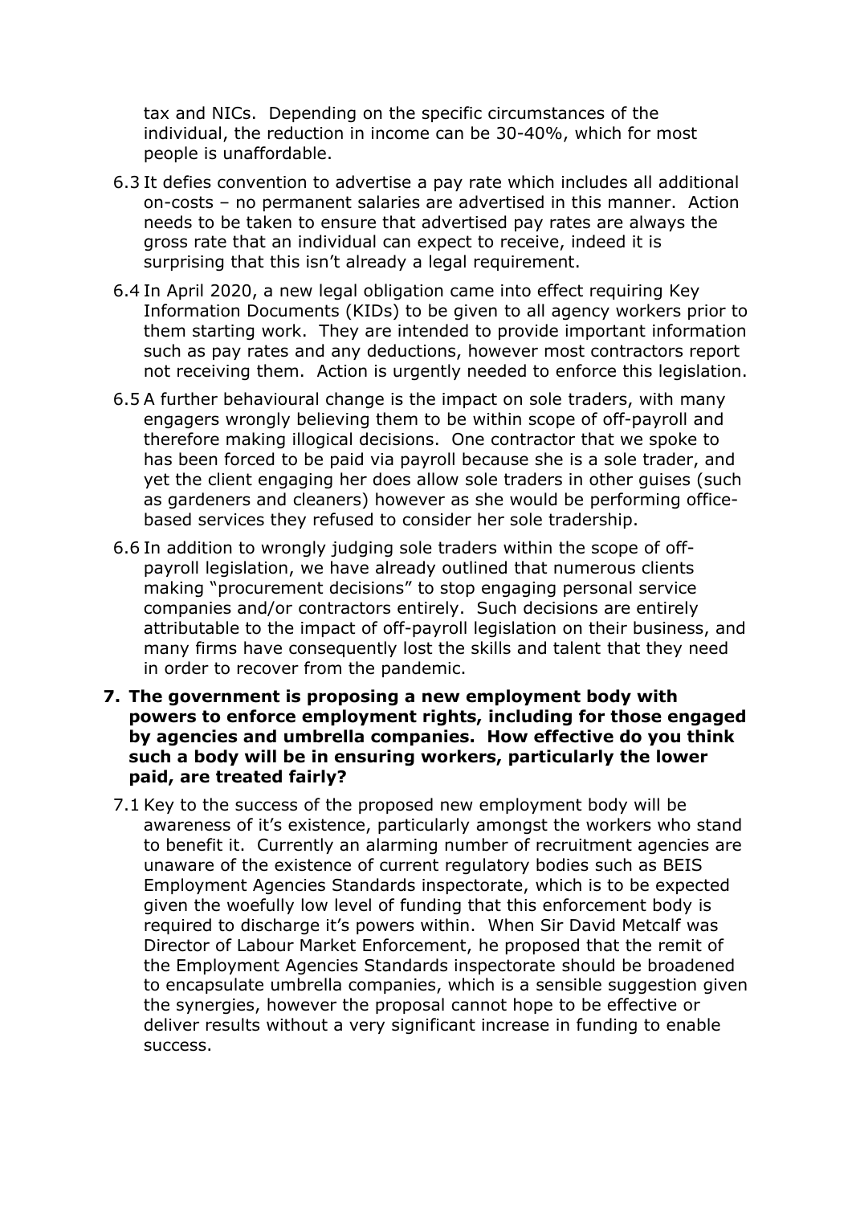tax and NICs. Depending on the specific circumstances of the individual, the reduction in income can be 30-40%, which for most people is unaffordable.

6.3 It defies convention to advertise a pay rate which includes all additional on-costs – no permanent salaries are advertised in this manner. Action needs to be taken to ensure that advertised pay rates are always the gross rate that an individual can expect to receive, indeed it is surprising that this isn't already a legal requirement.

6.4 In April 2020, a new legal obligation came into effect requiring Key Information Documents (KIDs) to be given to all agency workers prior to them starting work. They are intended to provide important information such as pay rates and any deductions, however most contractors report not receiving them. Action is urgently needed to enforce this legislation.

6.5 A further behavioural change is the impact on sole traders, with many engagers wrongly believing them to be within scope of off-payroll and therefore making illogical decisions. One contractor that we spoke to has been forced to be paid via payroll because she is a sole trader, and yet the client engaging her does allow sole traders in other guises (such as gardeners and cleaners) however as she would be performing office-based services they refused to consider her sole tradership.

6.6 In addition to wrongly judging sole traders within the scope of off-payroll legislation, we have already outlined that numerous clients making "procurement decisions" to stop engaging personal service companies and/or contractors entirely. Such decisions are entirely attributable to the impact of off-payroll legislation on their business, and many firms have consequently lost the skills and talent that they need in order to recover from the pandemic.

**7. The government is proposing a new employment body with powers to enforce employment rights, including for those engaged by agencies and umbrella companies. How effective do you think such a body will be in ensuring workers, particularly the lower paid, are treated fairly?**

7.1 Key to the success of the proposed new employment body will be awareness of it's existence, particularly amongst the workers who stand to benefit it. Currently an alarming number of recruitment agencies are unaware of the existence of current regulatory bodies such as BEIS Employment Agencies Standards inspectorate, which is to be expected given the woefully low level of funding that this enforcement body is required to discharge it's powers within. When Sir David Metcalf was Director of Labour Market Enforcement, he proposed that the remit of the Employment Agencies Standards inspectorate should be broadened to encapsulate umbrella companies, which is a sensible suggestion given the synergies, however the proposal cannot hope to be effective or deliver results without a very significant increase in funding to enable success.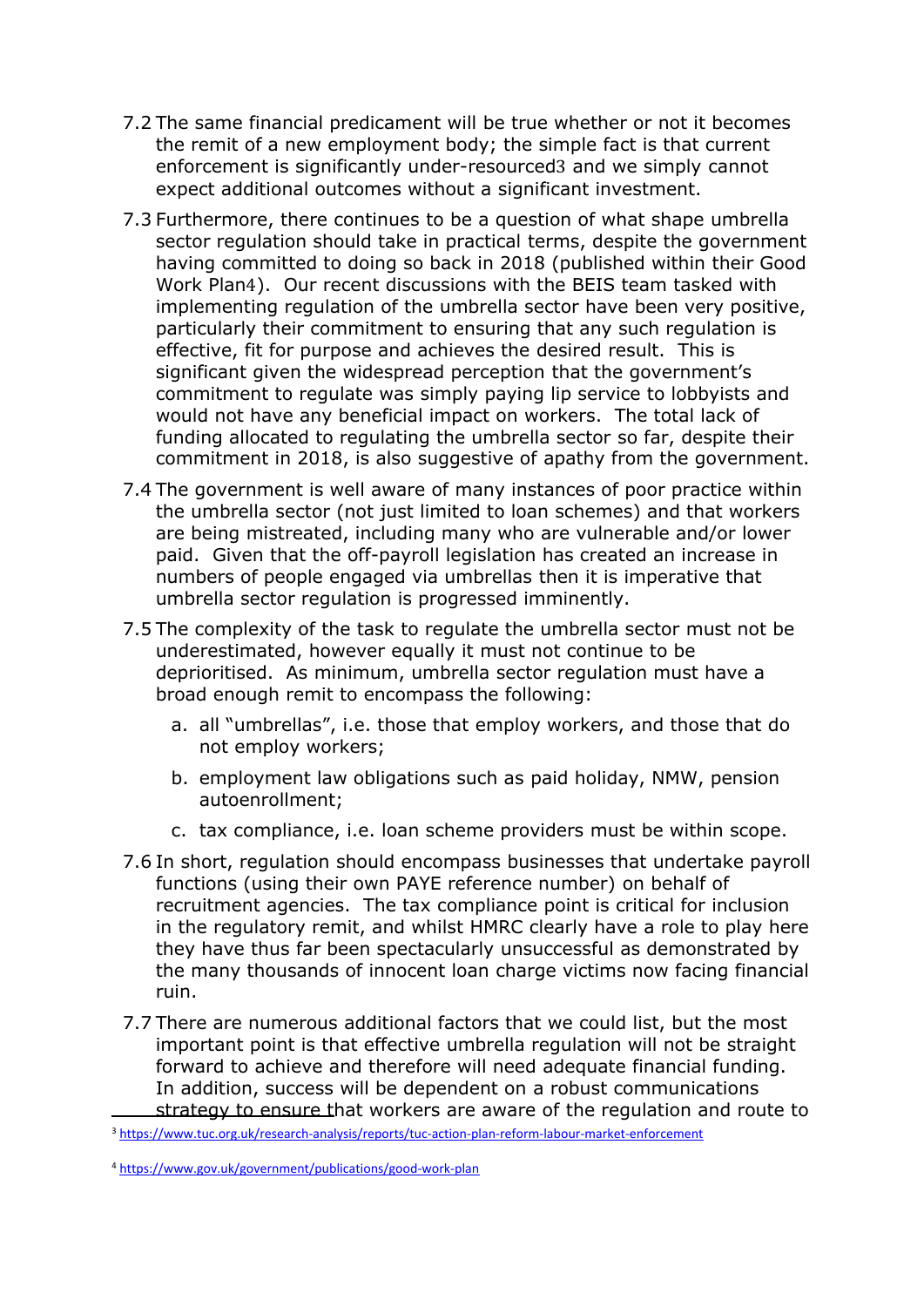7.2 The same financial predicament will be true whether or not it becomes the remit of a new employment body; the simple fact is that current enforcement is significantly under-resourced[3] and we simply cannot expect additional outcomes without a significant investment.

7.3 Furthermore, there continues to be a question of what shape umbrella sector regulation should take in practical terms, despite the government having committed to doing so back in 2018 (published within their Good Work Plan[4]). Our recent discussions with the BEIS team tasked with implementing regulation of the umbrella sector have been very positive, particularly their commitment to ensuring that any such regulation is effective, fit for purpose and achieves the desired result. This is significant given the widespread perception that the government's commitment to regulate was simply paying lip service to lobbyists and would not have any beneficial impact on workers. The total lack of funding allocated to regulating the umbrella sector so far, despite their commitment in 2018, is also suggestive of apathy from the government.

7.4 The government is well aware of many instances of poor practice within the umbrella sector (not just limited to loan schemes) and that workers are being mistreated, including many who are vulnerable and/or lower paid. Given that the off-payroll legislation has created an increase in numbers of people engaged via umbrellas then it is imperative that umbrella sector regulation is progressed imminently.

7.5 The complexity of the task to regulate the umbrella sector must not be underestimated, however equally it must not continue to be deprioritised. As minimum, umbrella sector regulation must have a broad enough remit to encompass the following:

   a. all "umbrellas", i.e. those that employ workers, and those that do not employ workers;
   b. employment law obligations such as paid holiday, NMW, pension autoenrollment;
   c. tax compliance, i.e. loan scheme providers must be within scope.

7.6 In short, regulation should encompass businesses that undertake payroll functions (using their own PAYE reference number) on behalf of recruitment agencies. The tax compliance point is critical for inclusion in the regulatory remit, and whilst HMRC clearly have a role to play here they have thus far been spectacularly unsuccessful as demonstrated by the many thousands of innocent loan charge victims now facing financial ruin.

7.7 There are numerous additional factors that we could list, but the most important point is that effective umbrella regulation will not be straight forward to achieve and therefore will need adequate financial funding. In addition, success will be dependent on a robust communications strategy to ensure that workers are aware of the regulation and route to

---

[3] https://www.tuc.org.uk/research-analysis/reports/tuc-action-plan-reform-labour-market-enforcement

[4] https://www.gov.uk/government/publications/good-work-plan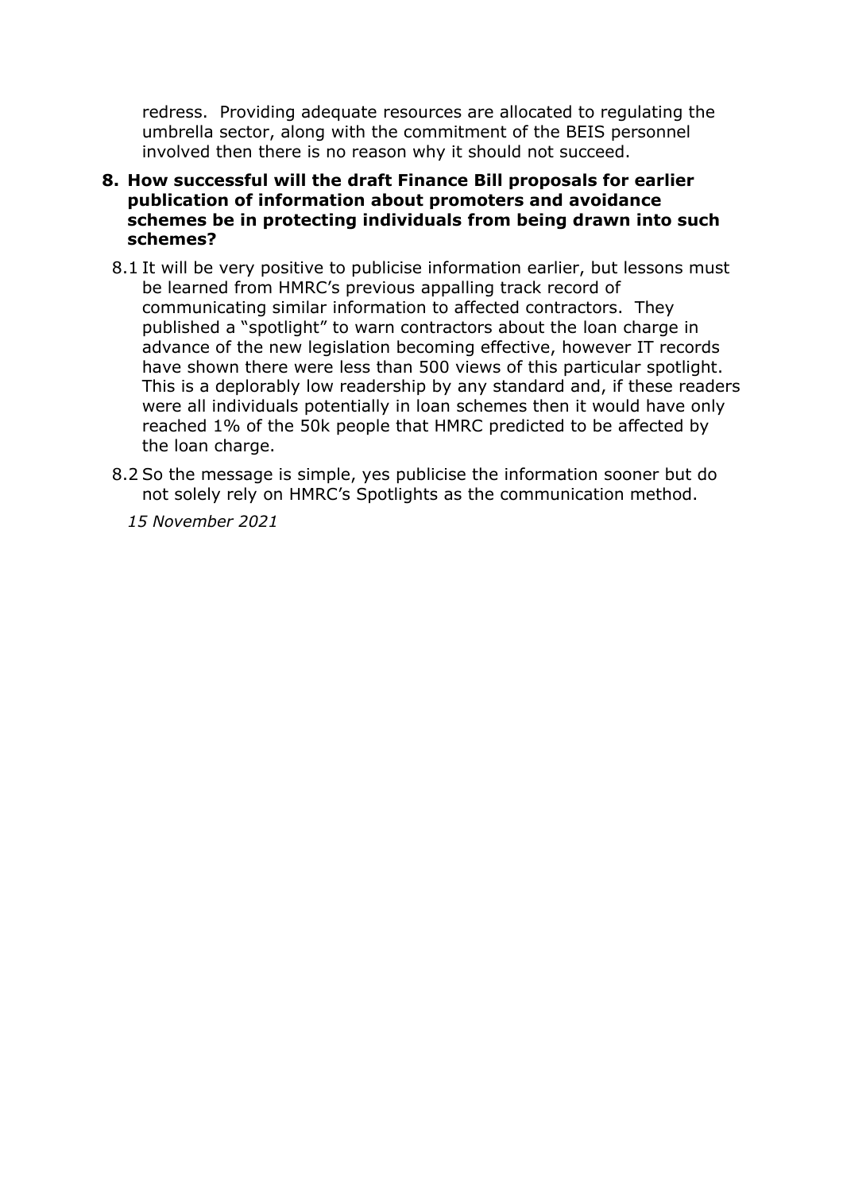redress. Providing adequate resources are allocated to regulating the umbrella sector, along with the commitment of the BEIS personnel involved then there is no reason why it should not succeed.

**8. How successful will the draft Finance Bill proposals for earlier publication of information about promoters and avoidance schemes be in protecting individuals from being drawn into such schemes?**

8.1 It will be very positive to publicise information earlier, but lessons must be learned from HMRC's previous appalling track record of communicating similar information to affected contractors. They published a "spotlight" to warn contractors about the loan charge in advance of the new legislation becoming effective, however IT records have shown there were less than 500 views of this particular spotlight. This is a deplorably low readership by any standard and, if these readers were all individuals potentially in loan schemes then it would have only reached 1% of the 50k people that HMRC predicted to be affected by the loan charge.

8.2 So the message is simple, yes publicise the information sooner but do not solely rely on HMRC's Spotlights as the communication method.

*15 November 2021*